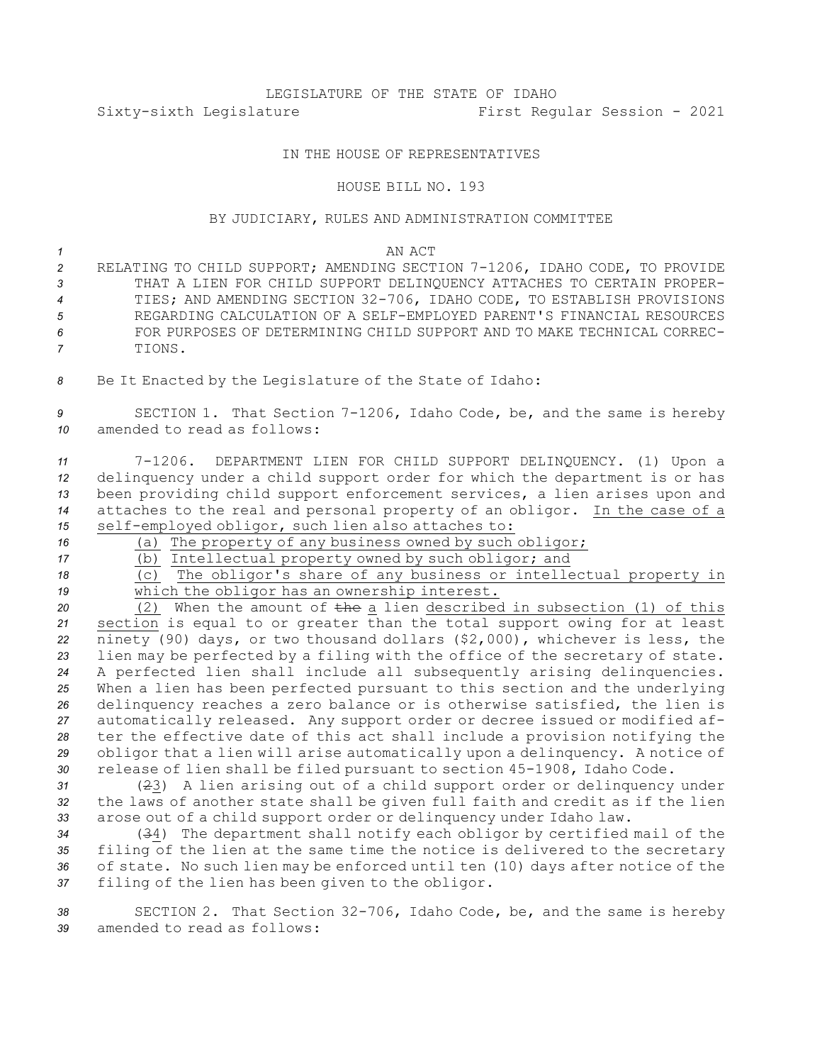LEGISLATURE OF THE STATE OF IDAHO

Sixty-sixth Legislature First Regular Session - 2021

IN THE HOUSE OF REPRESENTATIVES

HOUSE BILL NO. 193

BY JUDICIARY, RULES AND ADMINISTRATION COMMITTEE

AN ACT

RELATING TO CHILD SUPPORT; AMENDING SECTION 7-1206, IDAHO CODE, TO PROVIDE THAT A LIEN FOR CHILD SUPPORT DELINQUENCY ATTACHES TO CERTAIN PROPERTIES; AND AMENDING SECTION 32-706, IDAHO CODE, TO ESTABLISH PROVISIONS REGARDING CALCULATION OF A SELF-EMPLOYED PARENT'S FINANCIAL RESOURCES FOR PURPOSES OF DETERMINING CHILD SUPPORT AND TO MAKE TECHNICAL CORRECTIONS.

Be It Enacted by the Legislature of the State of Idaho:

SECTION 1. That Section 7-1206, Idaho Code, be, and the same is hereby amended to read as follows:

7-1206. DEPARTMENT LIEN FOR CHILD SUPPORT DELINQUENCY. (1) Upon a delinquency under a child support order for which the department is or has been providing child support enforcement services, a lien arises upon and attaches to the real and personal property of an obligor. In the case of a self-employed obligor, such lien also attaches to:

(a) The property of any business owned by such obligor;

(b) Intellectual property owned by such obligor; and

(c) The obligor's share of any business or intellectual property in which the obligor has an ownership interest.

(2) When the amount of ~~the~~ a lien described in subsection (1) of this section is equal to or greater than the total support owing for at least ninety (90) days, or two thousand dollars ($2,000), whichever is less, the lien may be perfected by a filing with the office of the secretary of state. A perfected lien shall include all subsequently arising delinquencies. When a lien has been perfected pursuant to this section and the underlying delinquency reaches a zero balance or is otherwise satisfied, the lien is automatically released. Any support order or decree issued or modified after the effective date of this act shall include a provision notifying the obligor that a lien will arise automatically upon a delinquency. A notice of release of lien shall be filed pursuant to section 45-1908, Idaho Code.

(~~2~~3) A lien arising out of a child support order or delinquency under the laws of another state shall be given full faith and credit as if the lien arose out of a child support order or delinquency under Idaho law.

(~~3~~4) The department shall notify each obligor by certified mail of the filing of the lien at the same time the notice is delivered to the secretary of state. No such lien may be enforced until ten (10) days after notice of the filing of the lien has been given to the obligor.

SECTION 2. That Section 32-706, Idaho Code, be, and the same is hereby amended to read as follows: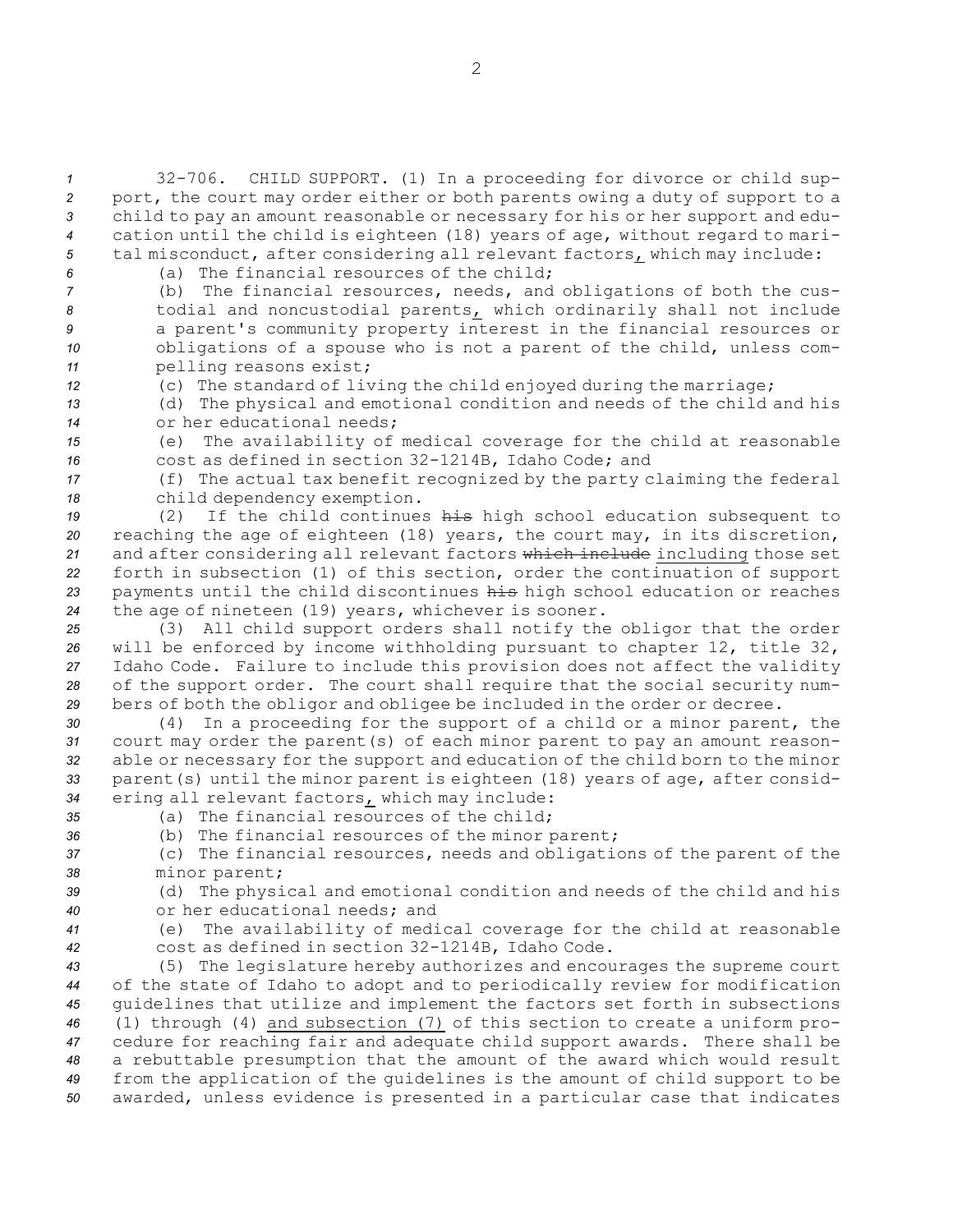32-706. CHILD SUPPORT. (1) In a proceeding for divorce or child support, the court may order either or both parents owing a duty of support to a child to pay an amount reasonable or necessary for his or her support and education until the child is eighteen (18) years of age, without regard to marital misconduct, after considering all relevant factors, which may include:

(a) The financial resources of the child;

(b) The financial resources, needs, and obligations of both the custodial and noncustodial parents, which ordinarily shall not include a parent's community property interest in the financial resources or obligations of a spouse who is not a parent of the child, unless compelling reasons exist;

(c) The standard of living the child enjoyed during the marriage;

(d) The physical and emotional condition and needs of the child and his or her educational needs;

(e) The availability of medical coverage for the child at reasonable cost as defined in section 32-1214B, Idaho Code; and

(f) The actual tax benefit recognized by the party claiming the federal child dependency exemption.

(2) If the child continues ~~his~~ high school education subsequent to reaching the age of eighteen (18) years, the court may, in its discretion, and after considering all relevant factors ~~which include~~ including those set forth in subsection (1) of this section, order the continuation of support payments until the child discontinues ~~his~~ high school education or reaches the age of nineteen (19) years, whichever is sooner.

(3) All child support orders shall notify the obligor that the order will be enforced by income withholding pursuant to chapter 12, title 32, Idaho Code. Failure to include this provision does not affect the validity of the support order. The court shall require that the social security numbers of both the obligor and obligee be included in the order or decree.

(4) In a proceeding for the support of a child or a minor parent, the court may order the parent(s) of each minor parent to pay an amount reasonable or necessary for the support and education of the child born to the minor parent(s) until the minor parent is eighteen (18) years of age, after considering all relevant factors, which may include:

(a) The financial resources of the child;

(b) The financial resources of the minor parent;

(c) The financial resources, needs and obligations of the parent of the minor parent;

(d) The physical and emotional condition and needs of the child and his or her educational needs; and

(e) The availability of medical coverage for the child at reasonable cost as defined in section 32-1214B, Idaho Code.

(5) The legislature hereby authorizes and encourages the supreme court of the state of Idaho to adopt and to periodically review for modification guidelines that utilize and implement the factors set forth in subsections (1) through (4) and subsection (7) of this section to create a uniform procedure for reaching fair and adequate child support awards. There shall be a rebuttable presumption that the amount of the award which would result from the application of the guidelines is the amount of child support to be awarded, unless evidence is presented in a particular case that indicates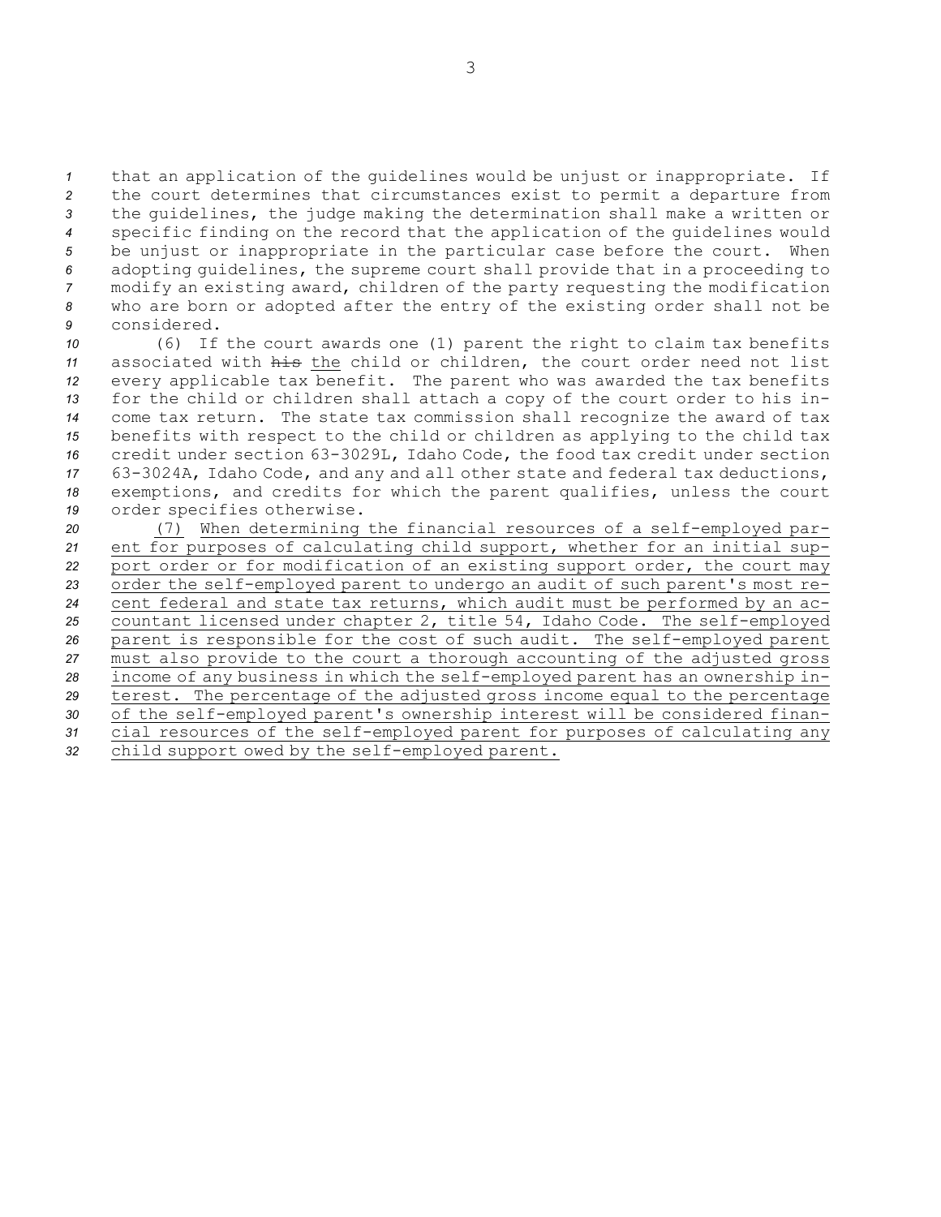that an application of the guidelines would be unjust or inappropriate. If the court determines that circumstances exist to permit a departure from the guidelines, the judge making the determination shall make a written or specific finding on the record that the application of the guidelines would be unjust or inappropriate in the particular case before the court. When adopting guidelines, the supreme court shall provide that in a proceeding to modify an existing award, children of the party requesting the modification who are born or adopted after the entry of the existing order shall not be considered.

(6) If the court awards one (1) parent the right to claim tax benefits associated with ~~his~~ the child or children, the court order need not list every applicable tax benefit. The parent who was awarded the tax benefits for the child or children shall attach a copy of the court order to his income tax return. The state tax commission shall recognize the award of tax benefits with respect to the child or children as applying to the child tax credit under section 63-3029L, Idaho Code, the food tax credit under section 63-3024A, Idaho Code, and any and all other state and federal tax deductions, exemptions, and credits for which the parent qualifies, unless the court order specifies otherwise.

(7) When determining the financial resources of a self-employed parent for purposes of calculating child support, whether for an initial support order or for modification of an existing support order, the court may order the self-employed parent to undergo an audit of such parent's most recent federal and state tax returns, which audit must be performed by an accountant licensed under chapter 2, title 54, Idaho Code. The self-employed parent is responsible for the cost of such audit. The self-employed parent must also provide to the court a thorough accounting of the adjusted gross income of any business in which the self-employed parent has an ownership interest. The percentage of the adjusted gross income equal to the percentage of the self-employed parent's ownership interest will be considered financial resources of the self-employed parent for purposes of calculating any child support owed by the self-employed parent.